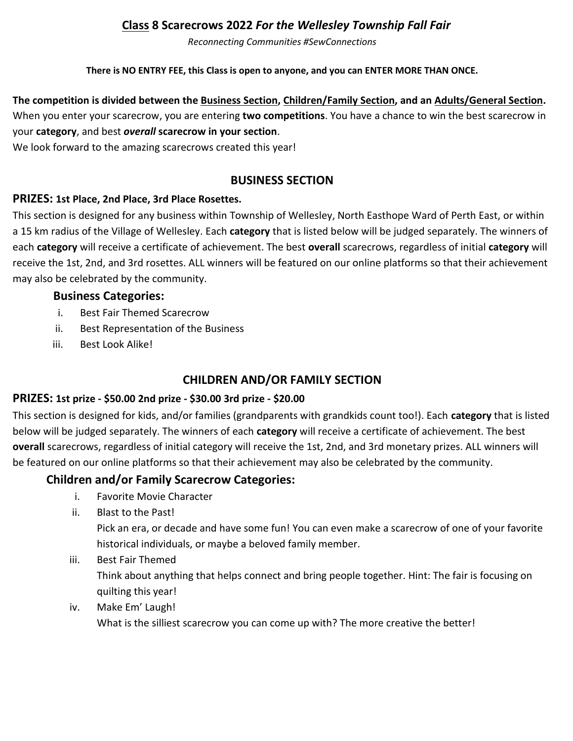# Class 8 Scarecrows 2022 *For the Wellesley Township Fall Fair*

*Reconnecting Communities #SewConnections*

**There is NO ENTRY FEE, this Class is open to anyone, and you can ENTER MORE THAN ONCE.**

**The competition is divided between the Business Section, Children/Family Section, and an Adults/General Section.** When you enter your scarecrow, you are entering **two competitions**. You have a chance to win the best scarecrow in your **category**, and best ***overall*** **scarecrow in your section**.
We look forward to the amazing scarecrows created this year!

## BUSINESS SECTION

### PRIZES: 1st Place, 2nd Place, 3rd Place Rosettes.

This section is designed for any business within Township of Wellesley, North Easthope Ward of Perth East, or within a 15 km radius of the Village of Wellesley. Each **category** that is listed below will be judged separately. The winners of each **category** will receive a certificate of achievement. The best **overall** scarecrows, regardless of initial **category** will receive the 1st, 2nd, and 3rd rosettes. ALL winners will be featured on our online platforms so that their achievement may also be celebrated by the community.

### Business Categories:

i. Best Fair Themed Scarecrow
ii. Best Representation of the Business
iii. Best Look Alike!

## CHILDREN AND/OR FAMILY SECTION

### PRIZES: 1st prize - $50.00 2nd prize - $30.00 3rd prize - $20.00

This section is designed for kids, and/or families (grandparents with grandkids count too!). Each **category** that is listed below will be judged separately. The winners of each **category** will receive a certificate of achievement. The best **overall** scarecrows, regardless of initial category will receive the 1st, 2nd, and 3rd monetary prizes. ALL winners will be featured on our online platforms so that their achievement may also be celebrated by the community.

### Children and/or Family Scarecrow Categories:

i. Favorite Movie Character
ii. Blast to the Past!
   Pick an era, or decade and have some fun! You can even make a scarecrow of one of your favorite historical individuals, or maybe a beloved family member.
iii. Best Fair Themed
   Think about anything that helps connect and bring people together. Hint: The fair is focusing on quilting this year!
iv. Make Em' Laugh!
   What is the silliest scarecrow you can come up with? The more creative the better!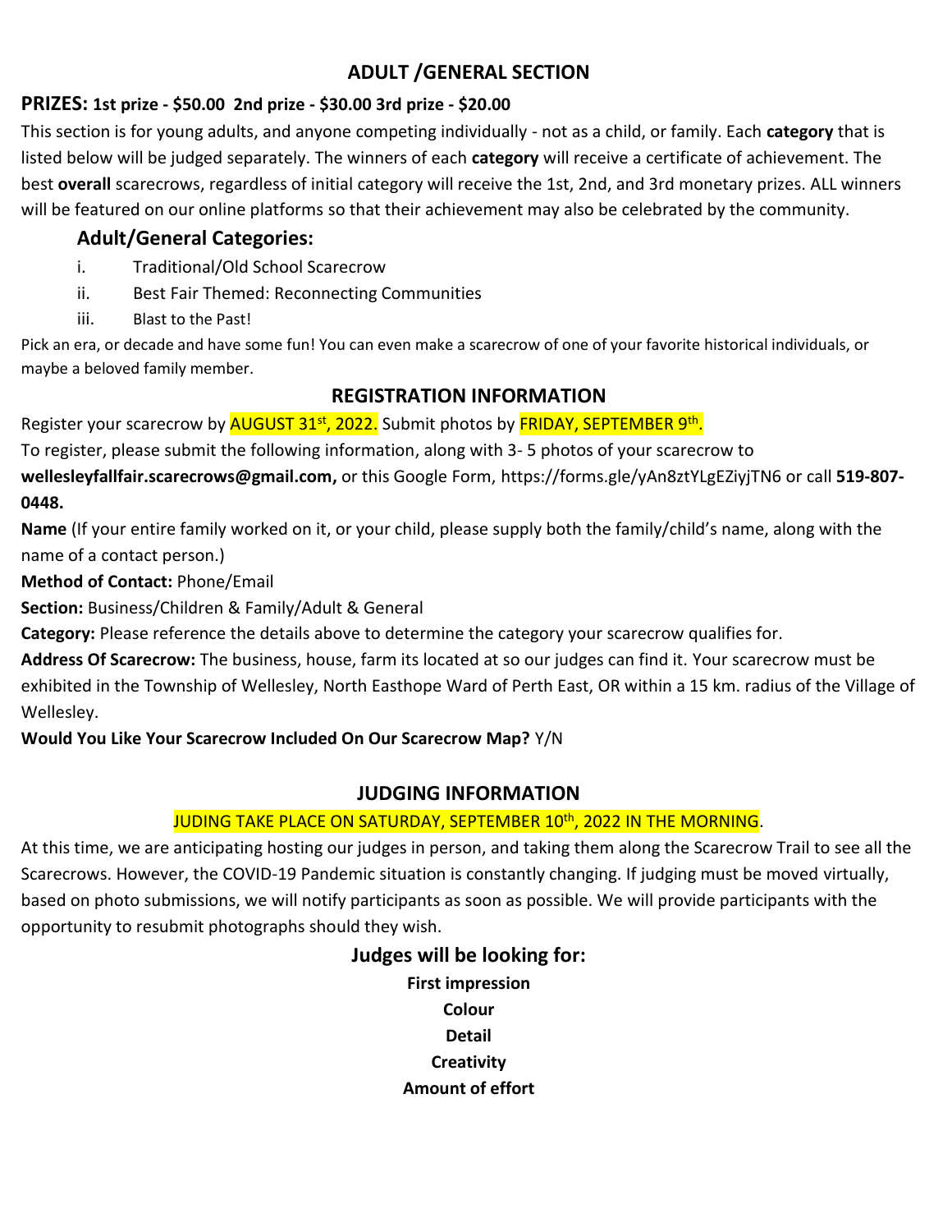## ADULT /GENERAL SECTION

**PRIZES: 1st prize - $50.00 2nd prize - $30.00 3rd prize - $20.00**

This section is for young adults, and anyone competing individually - not as a child, or family. Each **category** that is listed below will be judged separately. The winners of each **category** will receive a certificate of achievement. The best **overall** scarecrows, regardless of initial category will receive the 1st, 2nd, and 3rd monetary prizes. ALL winners will be featured on our online platforms so that their achievement may also be celebrated by the community.

### Adult/General Categories:

i. Traditional/Old School Scarecrow
ii. Best Fair Themed: Reconnecting Communities
iii. Blast to the Past!

Pick an era, or decade and have some fun! You can even make a scarecrow of one of your favorite historical individuals, or maybe a beloved family member.

## REGISTRATION INFORMATION

Register your scarecrow by AUGUST 31st, 2022. Submit photos by FRIDAY, SEPTEMBER 9th.

To register, please submit the following information, along with 3- 5 photos of your scarecrow to **wellesleyfallfair.scarecrows@gmail.com,** or this Google Form, https://forms.gle/yAn8ztYLgEZiyjTN6 or call **519-807-0448.**

**Name** (If your entire family worked on it, or your child, please supply both the family/child's name, along with the name of a contact person.)

**Method of Contact:** Phone/Email

**Section:** Business/Children & Family/Adult & General

**Category:** Please reference the details above to determine the category your scarecrow qualifies for.

**Address Of Scarecrow:** The business, house, farm its located at so our judges can find it. Your scarecrow must be exhibited in the Township of Wellesley, North Easthope Ward of Perth East, OR within a 15 km. radius of the Village of Wellesley.

**Would You Like Your Scarecrow Included On Our Scarecrow Map?** Y/N

## JUDGING INFORMATION

JUDING TAKE PLACE ON SATURDAY, SEPTEMBER 10th, 2022 IN THE MORNING.

At this time, we are anticipating hosting our judges in person, and taking them along the Scarecrow Trail to see all the Scarecrows. However, the COVID-19 Pandemic situation is constantly changing. If judging must be moved virtually, based on photo submissions, we will notify participants as soon as possible. We will provide participants with the opportunity to resubmit photographs should they wish.

### Judges will be looking for:

**First impression**
**Colour**
**Detail**
**Creativity**
**Amount of effort**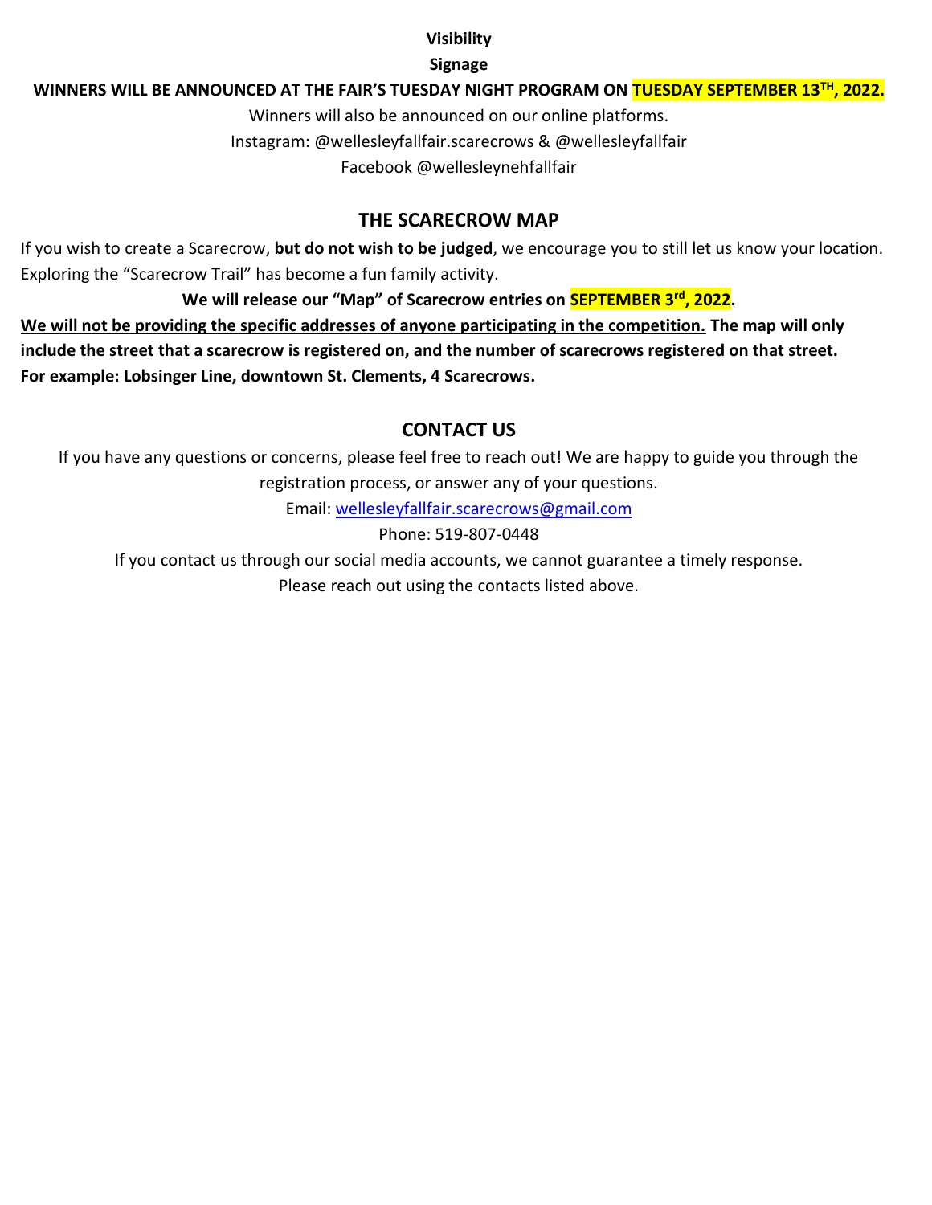**Visibility**

**Signage**

**WINNERS WILL BE ANNOUNCED AT THE FAIR'S TUESDAY NIGHT PROGRAM ON TUESDAY SEPTEMBER 13TH, 2022.**

Winners will also be announced on our online platforms.

Instagram: @wellesleyfallfair.scarecrows & @wellesleyfallfair

Facebook @wellesleynehfallfair

## THE SCARECROW MAP

If you wish to create a Scarecrow, **but do not wish to be judged**, we encourage you to still let us know your location. Exploring the "Scarecrow Trail" has become a fun family activity.

**We will release our "Map" of Scarecrow entries on SEPTEMBER 3rd, 2022.**

**We will not be providing the specific addresses of anyone participating in the competition. The map will only include the street that a scarecrow is registered on, and the number of scarecrows registered on that street. For example: Lobsinger Line, downtown St. Clements, 4 Scarecrows.**

## CONTACT US

If you have any questions or concerns, please feel free to reach out! We are happy to guide you through the registration process, or answer any of your questions.

Email: wellesleyfallfair.scarecrows@gmail.com

Phone: 519-807-0448

If you contact us through our social media accounts, we cannot guarantee a timely response.

Please reach out using the contacts listed above.